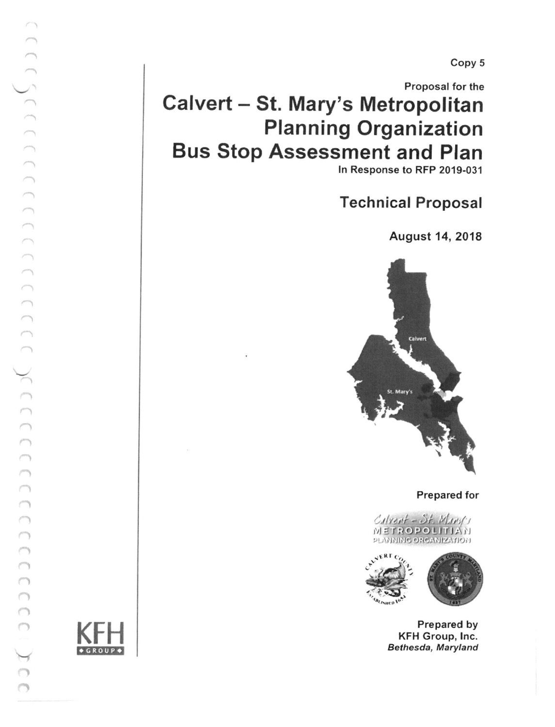Copy 5

Proposal for the

# Calvert – St. Mary's Metropolitan Planning Organization Bus Stop Assessment and Plan

In Response to RFP 2019-031

## Technical Proposal

**August 14, 2018**

Calvert

St. Mary's

**Prepared for**

Calvert – St. Mary's Metropolitan Planning Organization

**Prepared by**
**KFH Group, Inc.**
***Bethesda, Maryland***

KFH GROUP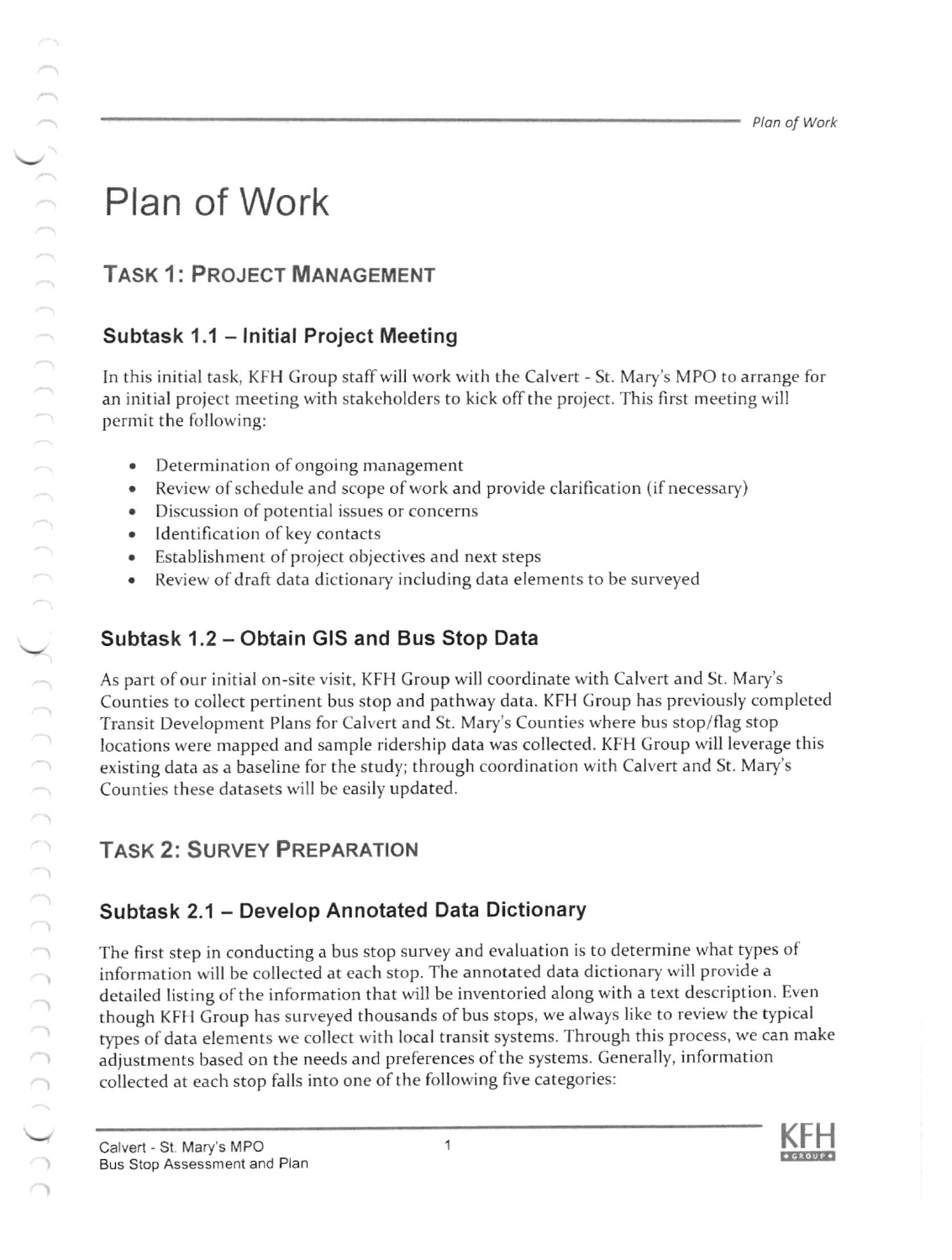# Plan of Work

## Task 1: Project Management

### Subtask 1.1 – Initial Project Meeting

In this initial task, KFH Group staff will work with the Calvert - St. Mary's MPO to arrange for an initial project meeting with stakeholders to kick off the project. This first meeting will permit the following:

- Determination of ongoing management
- Review of schedule and scope of work and provide clarification (if necessary)
- Discussion of potential issues or concerns
- Identification of key contacts
- Establishment of project objectives and next steps
- Review of draft data dictionary including data elements to be surveyed

### Subtask 1.2 – Obtain GIS and Bus Stop Data

As part of our initial on-site visit, KFH Group will coordinate with Calvert and St. Mary's Counties to collect pertinent bus stop and pathway data. KFH Group has previously completed Transit Development Plans for Calvert and St. Mary's Counties where bus stop/flag stop locations were mapped and sample ridership data was collected. KFH Group will leverage this existing data as a baseline for the study; through coordination with Calvert and St. Mary's Counties these datasets will be easily updated.

## Task 2: Survey Preparation

### Subtask 2.1 – Develop Annotated Data Dictionary

The first step in conducting a bus stop survey and evaluation is to determine what types of information will be collected at each stop. The annotated data dictionary will provide a detailed listing of the information that will be inventoried along with a text description. Even though KFH Group has surveyed thousands of bus stops, we always like to review the typical types of data elements we collect with local transit systems. Through this process, we can make adjustments based on the needs and preferences of the systems. Generally, information collected at each stop falls into one of the following five categories: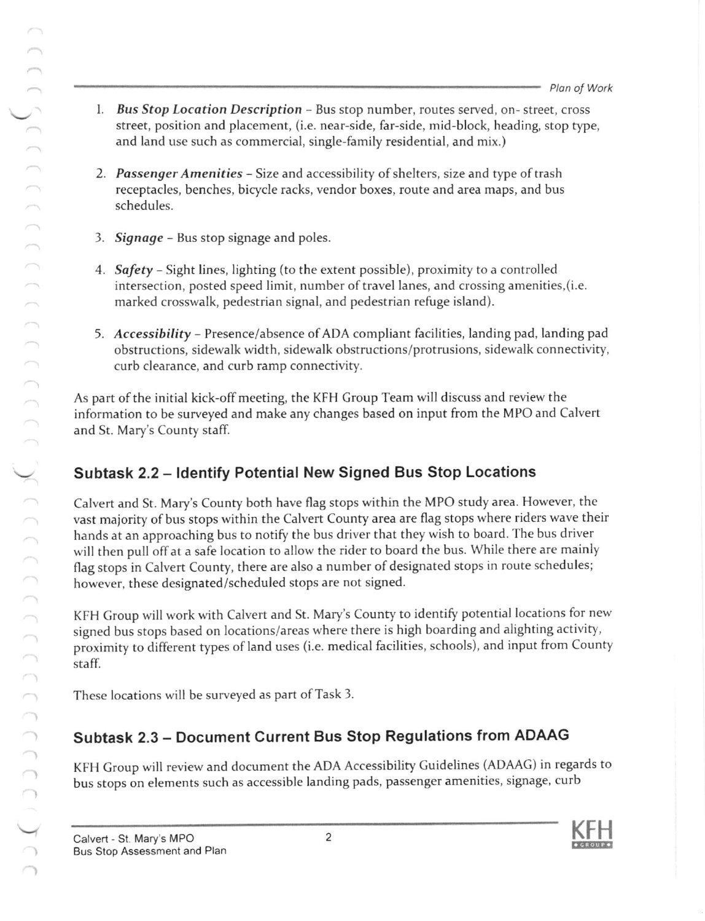1. ***Bus Stop Location Description*** – Bus stop number, routes served, on- street, cross street, position and placement, (i.e. near-side, far-side, mid-block, heading, stop type, and land use such as commercial, single-family residential, and mix.)

2. ***Passenger Amenities*** – Size and accessibility of shelters, size and type of trash receptacles, benches, bicycle racks, vendor boxes, route and area maps, and bus schedules.

3. ***Signage*** – Bus stop signage and poles.

4. ***Safety*** – Sight lines, lighting (to the extent possible), proximity to a controlled intersection, posted speed limit, number of travel lanes, and crossing amenities,(i.e. marked crosswalk, pedestrian signal, and pedestrian refuge island).

5. ***Accessibility*** – Presence/absence of ADA compliant facilities, landing pad, landing pad obstructions, sidewalk width, sidewalk obstructions/protrusions, sidewalk connectivity, curb clearance, and curb ramp connectivity.

As part of the initial kick-off meeting, the KFH Group Team will discuss and review the information to be surveyed and make any changes based on input from the MPO and Calvert and St. Mary's County staff.

## Subtask 2.2 – Identify Potential New Signed Bus Stop Locations

Calvert and St. Mary's County both have flag stops within the MPO study area. However, the vast majority of bus stops within the Calvert County area are flag stops where riders wave their hands at an approaching bus to notify the bus driver that they wish to board. The bus driver will then pull off at a safe location to allow the rider to board the bus. While there are mainly flag stops in Calvert County, there are also a number of designated stops in route schedules; however, these designated/scheduled stops are not signed.

KFH Group will work with Calvert and St. Mary's County to identify potential locations for new signed bus stops based on locations/areas where there is high boarding and alighting activity, proximity to different types of land uses (i.e. medical facilities, schools), and input from County staff.

These locations will be surveyed as part of Task 3.

## Subtask 2.3 – Document Current Bus Stop Regulations from ADAAG

KFH Group will review and document the ADA Accessibility Guidelines (ADAAG) in regards to bus stops on elements such as accessible landing pads, passenger amenities, signage, curb